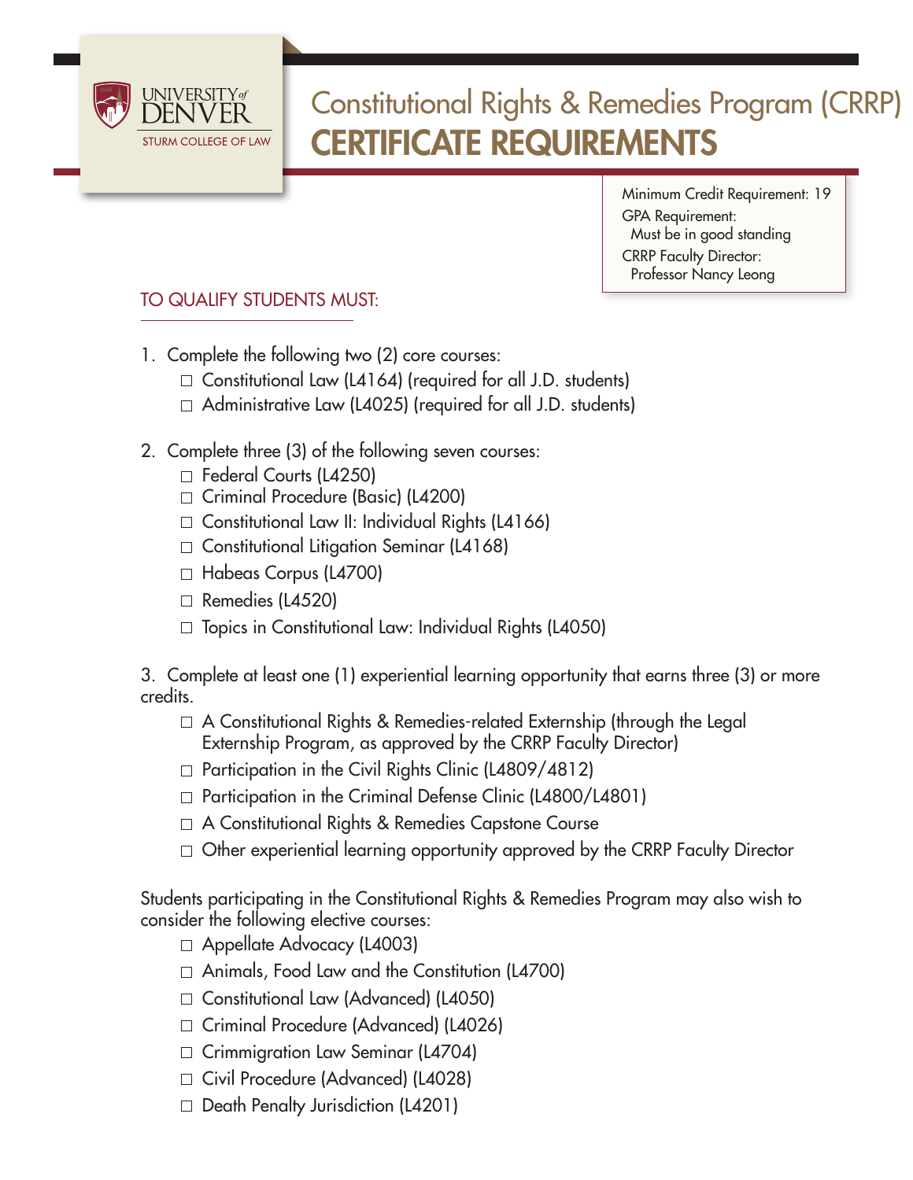UNIVERSITY of DENVER
STURM COLLEGE OF LAW

# Constitutional Rights & Remedies Program (CRRP)
# CERTIFICATE REQUIREMENTS

Minimum Credit Requirement: 19
GPA Requirement:
Must be in good standing
CRRP Faculty Director:
Professor Nancy Leong

## TO QUALIFY STUDENTS MUST:

1. Complete the following two (2) core courses:
   - ☐ Constitutional Law (L4164) (required for all J.D. students)
   - ☐ Administrative Law (L4025) (required for all J.D. students)

2. Complete three (3) of the following seven courses:
   - ☐ Federal Courts (L4250)
   - ☐ Criminal Procedure (Basic) (L4200)
   - ☐ Constitutional Law II: Individual Rights (L4166)
   - ☐ Constitutional Litigation Seminar (L4168)
   - ☐ Habeas Corpus (L4700)
   - ☐ Remedies (L4520)
   - ☐ Topics in Constitutional Law: Individual Rights (L4050)

3. Complete at least one (1) experiential learning opportunity that earns three (3) or more credits.
   - ☐ A Constitutional Rights & Remedies-related Externship (through the Legal Externship Program, as approved by the CRRP Faculty Director)
   - ☐ Participation in the Civil Rights Clinic (L4809/4812)
   - ☐ Participation in the Criminal Defense Clinic (L4800/L4801)
   - ☐ A Constitutional Rights & Remedies Capstone Course
   - ☐ Other experiential learning opportunity approved by the CRRP Faculty Director

Students participating in the Constitutional Rights & Remedies Program may also wish to consider the following elective courses:

- ☐ Appellate Advocacy (L4003)
- ☐ Animals, Food Law and the Constitution (L4700)
- ☐ Constitutional Law (Advanced) (L4050)
- ☐ Criminal Procedure (Advanced) (L4026)
- ☐ Crimmigration Law Seminar (L4704)
- ☐ Civil Procedure (Advanced) (L4028)
- ☐ Death Penalty Jurisdiction (L4201)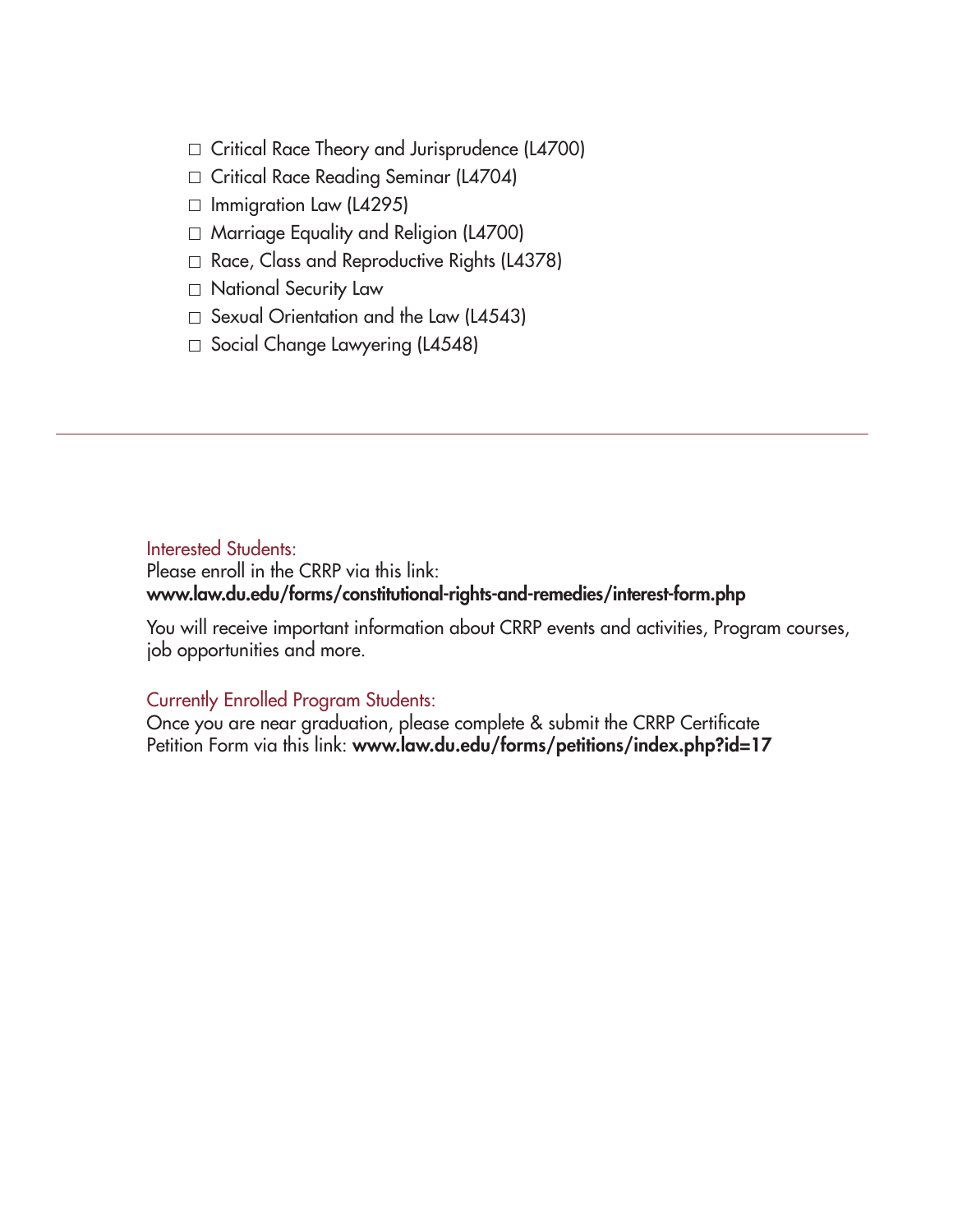- ☐ Critical Race Theory and Jurisprudence (L4700)
- ☐ Critical Race Reading Seminar (L4704)
- ☐ Immigration Law (L4295)
- ☐ Marriage Equality and Religion (L4700)
- ☐ Race, Class and Reproductive Rights (L4378)
- ☐ National Security Law
- ☐ Sexual Orientation and the Law (L4543)
- ☐ Social Change Lawyering (L4548)

---

Interested Students:
Please enroll in the CRRP via this link:
**www.law.du.edu/forms/constitutional-rights-and-remedies/interest-form.php**

You will receive important information about CRRP events and activities, Program courses, job opportunities and more.

Currently Enrolled Program Students:
Once you are near graduation, please complete & submit the CRRP Certificate Petition Form via this link: **www.law.du.edu/forms/petitions/index.php?id=17**